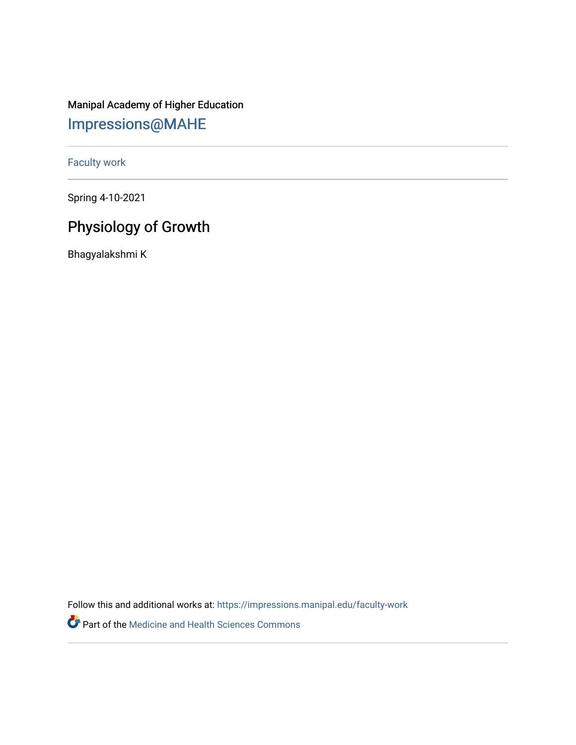Manipal Academy of Higher Education

Impressions@MAHE

Faculty work

Spring 4-10-2021

# Physiology of Growth

Bhagyalakshmi K

Follow this and additional works at: https://impressions.manipal.edu/faculty-work

Part of the Medicine and Health Sciences Commons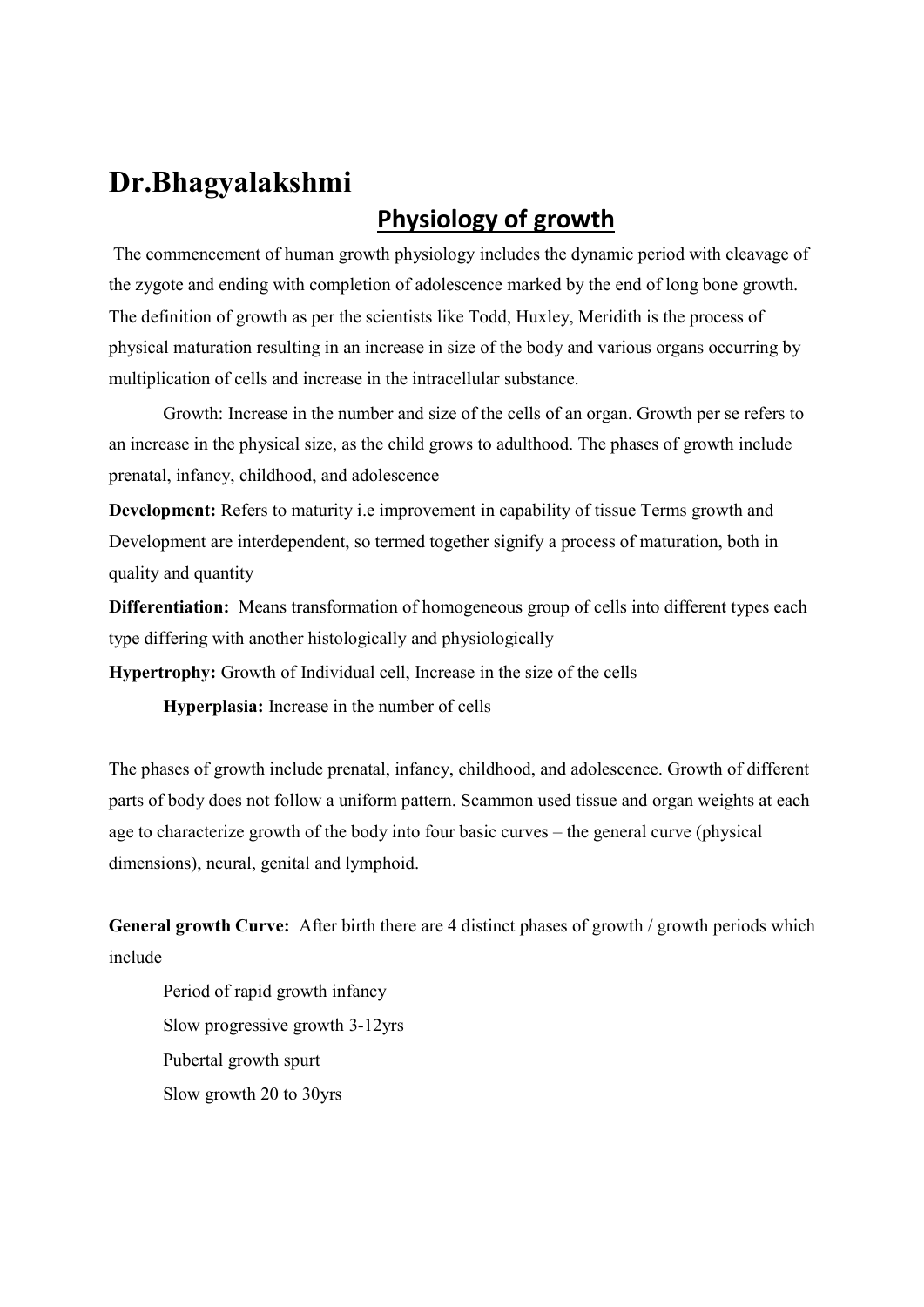# Dr.Bhagyalakshmi

## Physiology of growth

The commencement of human growth physiology includes the dynamic period with cleavage of the zygote and ending with completion of adolescence marked by the end of long bone growth. The definition of growth as per the scientists like Todd, Huxley, Meridith is the process of physical maturation resulting in an increase in size of the body and various organs occurring by multiplication of cells and increase in the intracellular substance.

Growth: Increase in the number and size of the cells of an organ. Growth per se refers to an increase in the physical size, as the child grows to adulthood. The phases of growth include prenatal, infancy, childhood, and adolescence

**Development:** Refers to maturity i.e improvement in capability of tissue Terms growth and Development are interdependent, so termed together signify a process of maturation, both in quality and quantity

**Differentiation:** Means transformation of homogeneous group of cells into different types each type differing with another histologically and physiologically

**Hypertrophy:** Growth of Individual cell, Increase in the size of the cells

**Hyperplasia:** Increase in the number of cells

The phases of growth include prenatal, infancy, childhood, and adolescence. Growth of different parts of body does not follow a uniform pattern. Scammon used tissue and organ weights at each age to characterize growth of the body into four basic curves – the general curve (physical dimensions), neural, genital and lymphoid.

**General growth Curve:** After birth there are 4 distinct phases of growth / growth periods which include

- Period of rapid growth infancy
- Slow progressive growth 3-12yrs
- Pubertal growth spurt
- Slow growth 20 to 30yrs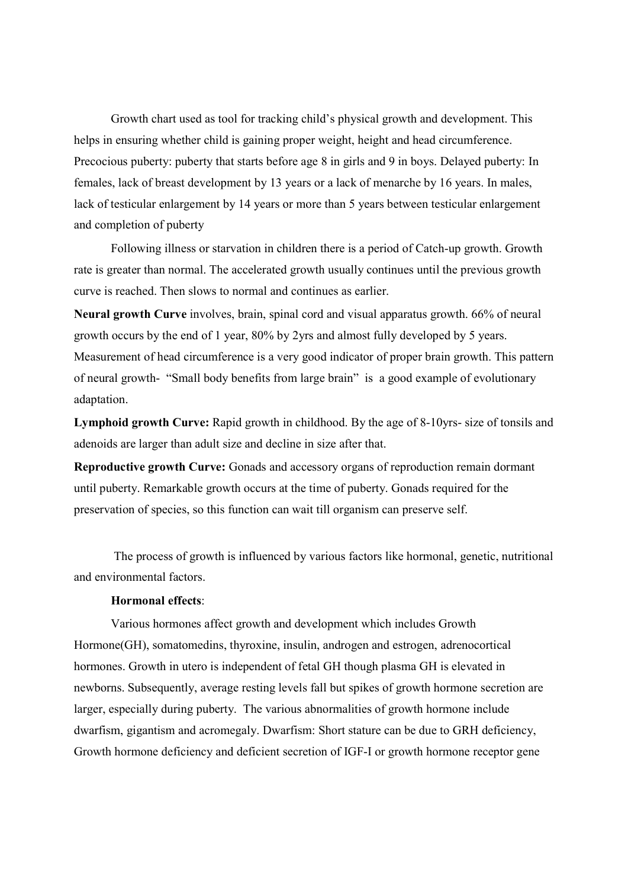Growth chart used as tool for tracking child's physical growth and development. This helps in ensuring whether child is gaining proper weight, height and head circumference. Precocious puberty: puberty that starts before age 8 in girls and 9 in boys. Delayed puberty: In females, lack of breast development by 13 years or a lack of menarche by 16 years. In males, lack of testicular enlargement by 14 years or more than 5 years between testicular enlargement and completion of puberty

Following illness or starvation in children there is a period of Catch-up growth. Growth rate is greater than normal. The accelerated growth usually continues until the previous growth curve is reached. Then slows to normal and continues as earlier.

**Neural growth Curve** involves, brain, spinal cord and visual apparatus growth. 66% of neural growth occurs by the end of 1 year, 80% by 2yrs and almost fully developed by 5 years. Measurement of head circumference is a very good indicator of proper brain growth. This pattern of neural growth- "Small body benefits from large brain" is a good example of evolutionary adaptation.

**Lymphoid growth Curve:** Rapid growth in childhood. By the age of 8-10yrs- size of tonsils and adenoids are larger than adult size and decline in size after that.

**Reproductive growth Curve:** Gonads and accessory organs of reproduction remain dormant until puberty. Remarkable growth occurs at the time of puberty. Gonads required for the preservation of species, so this function can wait till organism can preserve self.

The process of growth is influenced by various factors like hormonal, genetic, nutritional and environmental factors.

**Hormonal effects**:

Various hormones affect growth and development which includes Growth Hormone(GH), somatomedins, thyroxine, insulin, androgen and estrogen, adrenocortical hormones. Growth in utero is independent of fetal GH though plasma GH is elevated in newborns. Subsequently, average resting levels fall but spikes of growth hormone secretion are larger, especially during puberty. The various abnormalities of growth hormone include dwarfism, gigantism and acromegaly. Dwarfism: Short stature can be due to GRH deficiency, Growth hormone deficiency and deficient secretion of IGF-I or growth hormone receptor gene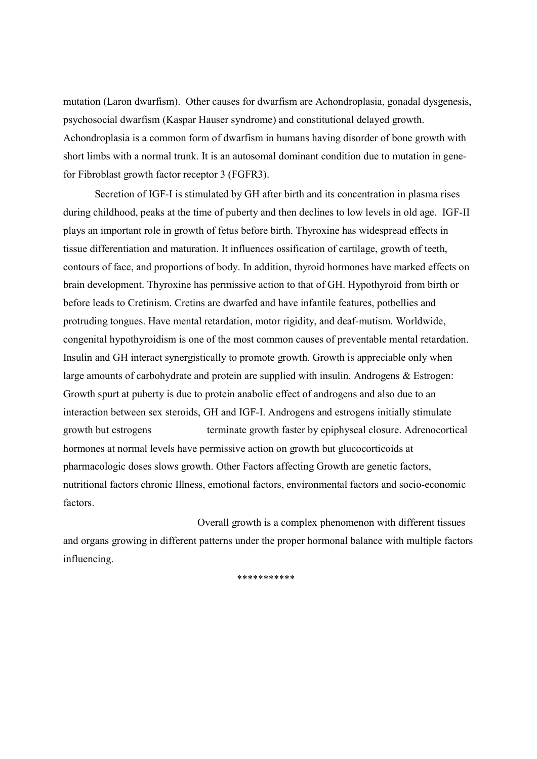mutation (Laron dwarfism). Other causes for dwarfism are Achondroplasia, gonadal dysgenesis, psychosocial dwarfism (Kaspar Hauser syndrome) and constitutional delayed growth. Achondroplasia is a common form of dwarfism in humans having disorder of bone growth with short limbs with a normal trunk. It is an autosomal dominant condition due to mutation in gene-for Fibroblast growth factor receptor 3 (FGFR3).

Secretion of IGF-I is stimulated by GH after birth and its concentration in plasma rises during childhood, peaks at the time of puberty and then declines to low levels in old age. IGF-II plays an important role in growth of fetus before birth. Thyroxine has widespread effects in tissue differentiation and maturation. It influences ossification of cartilage, growth of teeth, contours of face, and proportions of body. In addition, thyroid hormones have marked effects on brain development. Thyroxine has permissive action to that of GH. Hypothyroid from birth or before leads to Cretinism. Cretins are dwarfed and have infantile features, potbellies and protruding tongues. Have mental retardation, motor rigidity, and deaf-mutism. Worldwide, congenital hypothyroidism is one of the most common causes of preventable mental retardation. Insulin and GH interact synergistically to promote growth. Growth is appreciable only when large amounts of carbohydrate and protein are supplied with insulin. Androgens & Estrogen: Growth spurt at puberty is due to protein anabolic effect of androgens and also due to an interaction between sex steroids, GH and IGF-I. Androgens and estrogens initially stimulate growth but estrogens terminate growth faster by epiphyseal closure. Adrenocortical hormones at normal levels have permissive action on growth but glucocorticoids at pharmacologic doses slows growth. Other Factors affecting Growth are genetic factors, nutritional factors chronic Illness, emotional factors, environmental factors and socio-economic factors.

Overall growth is a complex phenomenon with different tissues and organs growing in different patterns under the proper hormonal balance with multiple factors influencing.

***********